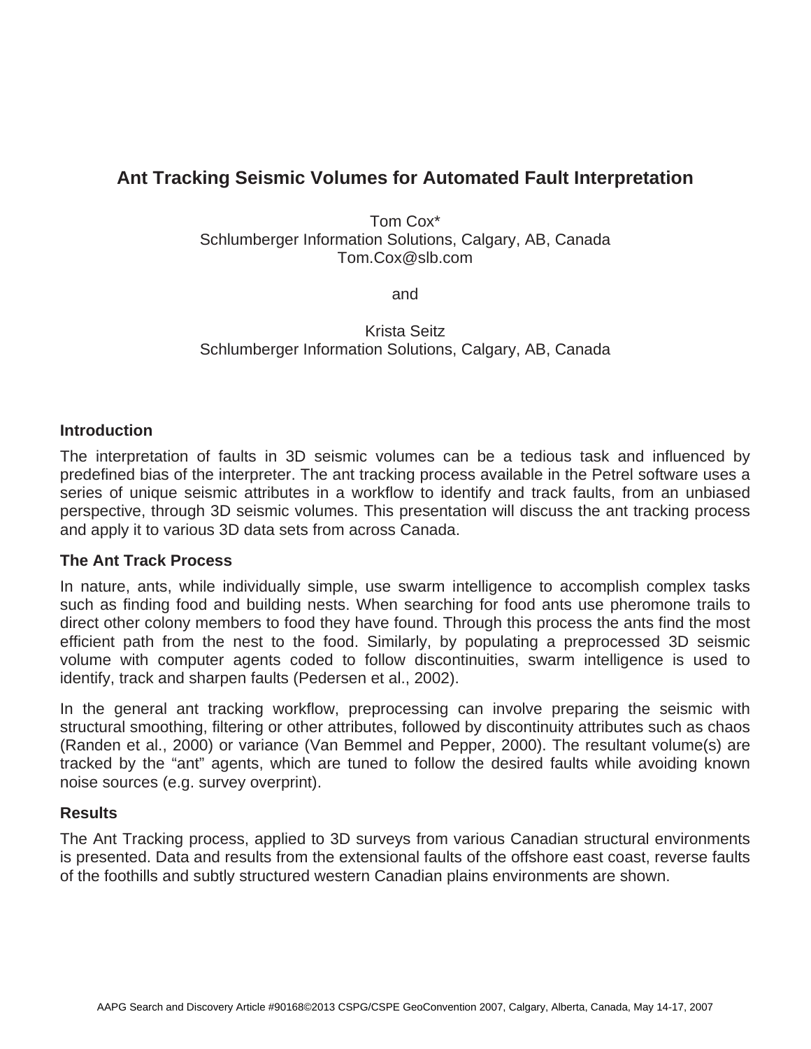# Ant Tracking Seismic Volumes for Automated Fault Interpretation

Tom Cox*
Schlumberger Information Solutions, Calgary, AB, Canada
Tom.Cox@slb.com

and

Krista Seitz
Schlumberger Information Solutions, Calgary, AB, Canada

## Introduction

The interpretation of faults in 3D seismic volumes can be a tedious task and influenced by predefined bias of the interpreter. The ant tracking process available in the Petrel software uses a series of unique seismic attributes in a workflow to identify and track faults, from an unbiased perspective, through 3D seismic volumes. This presentation will discuss the ant tracking process and apply it to various 3D data sets from across Canada.

## The Ant Track Process

In nature, ants, while individually simple, use swarm intelligence to accomplish complex tasks such as finding food and building nests. When searching for food ants use pheromone trails to direct other colony members to food they have found. Through this process the ants find the most efficient path from the nest to the food. Similarly, by populating a preprocessed 3D seismic volume with computer agents coded to follow discontinuities, swarm intelligence is used to identify, track and sharpen faults (Pedersen et al., 2002).

In the general ant tracking workflow, preprocessing can involve preparing the seismic with structural smoothing, filtering or other attributes, followed by discontinuity attributes such as chaos (Randen et al., 2000) or variance (Van Bemmel and Pepper, 2000). The resultant volume(s) are tracked by the "ant" agents, which are tuned to follow the desired faults while avoiding known noise sources (e.g. survey overprint).

## Results

The Ant Tracking process, applied to 3D surveys from various Canadian structural environments is presented. Data and results from the extensional faults of the offshore east coast, reverse faults of the foothills and subtly structured western Canadian plains environments are shown.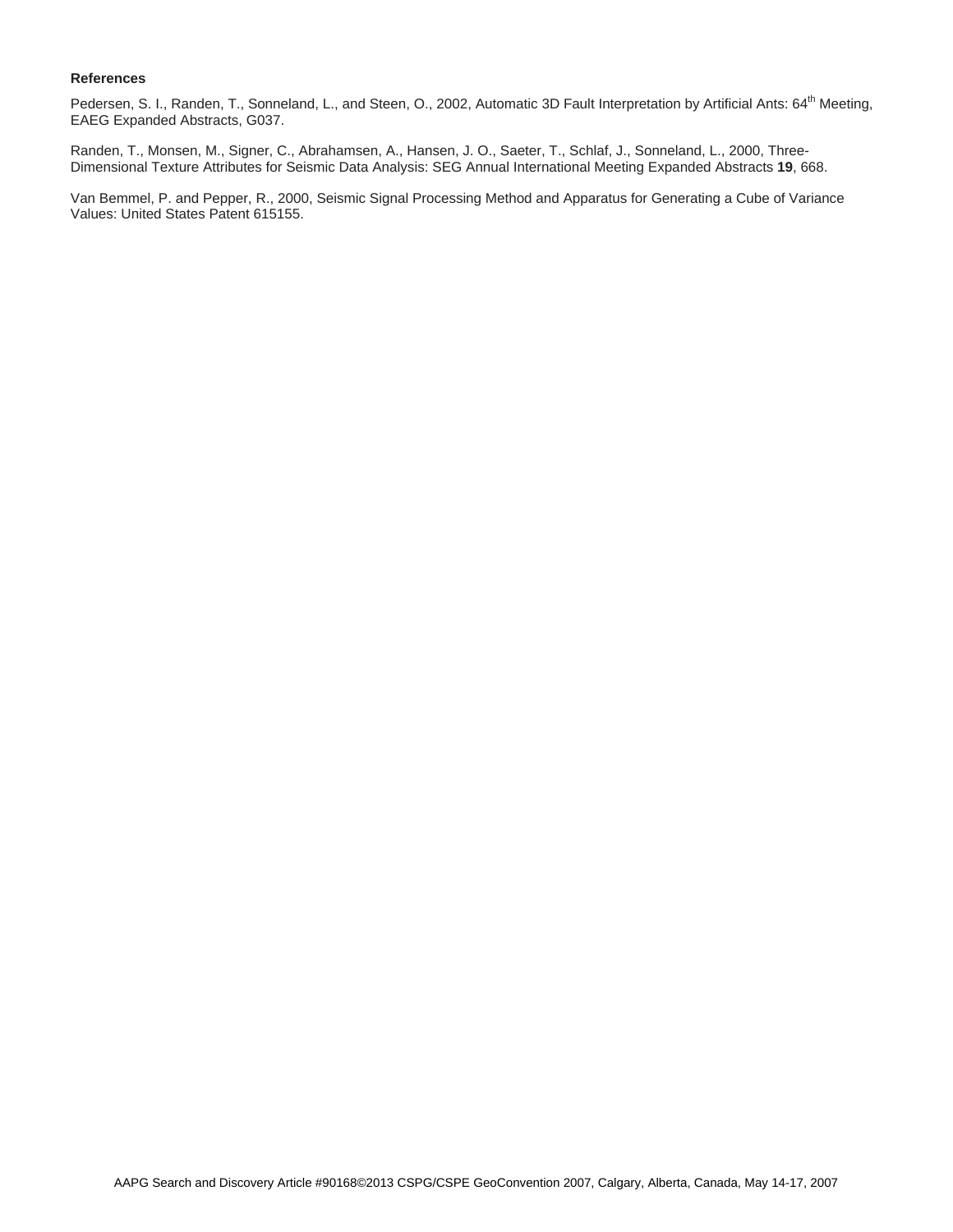**References**

Pedersen, S. I., Randen, T., Sonneland, L., and Steen, O., 2002, Automatic 3D Fault Interpretation by Artificial Ants: 64th Meeting, EAEG Expanded Abstracts, G037.

Randen, T., Monsen, M., Signer, C., Abrahamsen, A., Hansen, J. O., Saeter, T., Schlaf, J., Sonneland, L., 2000, Three-Dimensional Texture Attributes for Seismic Data Analysis: SEG Annual International Meeting Expanded Abstracts **19**, 668.

Van Bemmel, P. and Pepper, R., 2000, Seismic Signal Processing Method and Apparatus for Generating a Cube of Variance Values: United States Patent 615155.